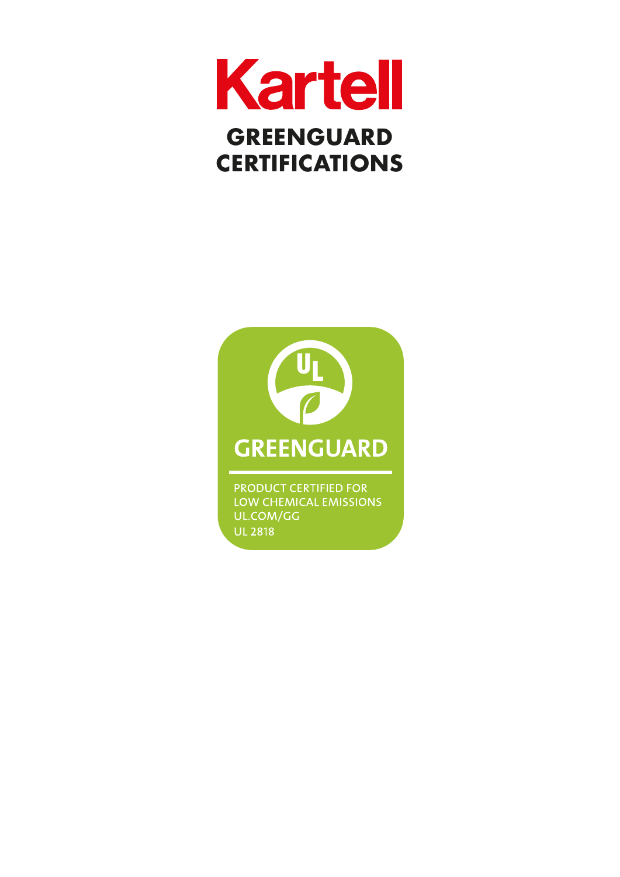# Kartell

## GREENGUARD CERTIFICATIONS

GREENGUARD

PRODUCT CERTIFIED FOR
LOW CHEMICAL EMISSIONS
UL.COM/GG
UL 2818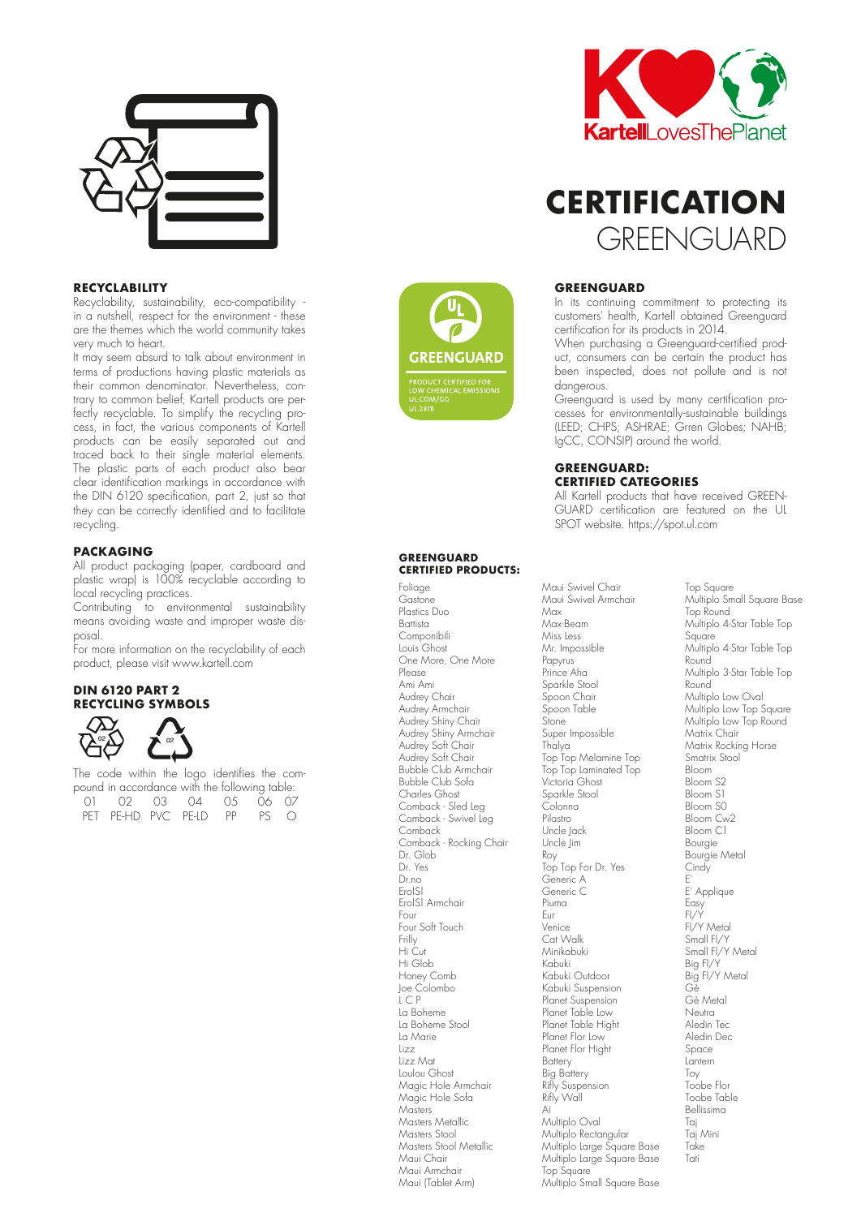# CERTIFICATION GREENGUARD

KartellLovesThePlanet

## RECYCLABILITY

Recyclability, sustainability, eco-compatibility - in a nutshell, respect for the environment - these are the themes which the world community takes very much to heart.

It may seem absurd to talk about environment in terms of productions having plastic materials as their common denominator. Nevertheless, contrary to common belief, Kartell products are perfectly recyclable. To simplify the recycling process, in fact, the various components of Kartell products can be easily separated out and traced back to their single material elements. The plastic parts of each product also bear clear identification markings in accordance with the DIN 6120 specification, part 2, just so that they can be correctly identified and to facilitate recycling.

## PACKAGING

All product packaging (paper, cardboard and plastic wrap) is 100% recyclable according to local recycling practices.

Contributing to environmental sustainability means avoiding waste and improper waste disposal.

For more information on the recyclability of each product, please visit www.kartell.com

## DIN 6120 PART 2 RECYCLING SYMBOLS

02 02

The code within the logo identifies the compound in accordance with the following table:

| 01 | 02 | 03 | 04 | 05 | 06 | 07 |
|---|---|---|---|---|---|---|
| PET | PE-HD | PVC | PE-LD | PP | PS | O |

UL GREENGUARD PRODUCT CERTIFIED FOR LOW CHEMICAL EMISSIONS UL.COM/GG UL 2818

## GREENGUARD

In its continuing commitment to protecting its customers' health, Kartell obtained Greenguard certification for its products in 2014.

When purchasing a Greenguard-certified product, consumers can be certain the product has been inspected, does not pollute and is not dangerous.

Greenguard is used by many certification processes for environmentally-sustainable buildings (LEED; CHPS; ASHRAE; Grren Globes; NAHB; IgCC, CONSIP) around the world.

## GREENGUARD: CERTIFIED CATEGORIES

All Kartell products that have received GREENGUARD certification are featured on the UL SPOT website. https://spot.ul.com

## GREENGUARD CERTIFIED PRODUCTS:

Foliage
Gastone
Plastics Duo
Battista
Componibili
Louis Ghost
One More, One More
Please
Ami Ami
Audrey Chair
Audrey Armchair
Audrey Shiny Chair
Audrey Shiny Armchair
Audrey Soft Chair
Audrey Soft Chair
Bubble Club Armchair
Bubble Club Sofa
Charles Ghost
Comback - Sled Leg
Comback - Swivel Leg
Comback
Comback - Rocking Chair
Dr. Glob
Dr. Yes
Dr.no
EroIS|
EroIS| Armchair
Four
Four Soft Touch
Frilly
Hi Cut
Hi Glob
Honey Comb
Joe Colombo
L C P
La Boheme
La Boheme Stool
La Marie
Lizz
Lizz Mat
Loulou Ghost
Magic Hole Armchair
Magic Hole Sofa
Masters
Masters Metallic
Masters Stool
Masters Stool Metallic
Maui Chair
Maui Armchair
Maui (Tablet Arm)
Maui Swivel Chair
Maui Swivel Armchair
Max
Max-Beam
Miss Less
Mr. Impossible
Papyrus
Prince Aha
Sparkle Stool
Spoon Chair
Spoon Table
Stone
Super Impossible
Thalya
Top Top Melamine Top
Top Top Laminated Top
Victoria Ghost
Sparkle Stool
Colonna
Pilastro
Uncle Jack
Uncle Jim
Roy
Top Top For Dr. Yes
Generic A
Generic C
Piuma
Eur
Venice
Cat Walk
Minikabuki
Kabuki
Kabuki Outdoor
Kabuki Suspension
Planet Suspension
Planet Table Low
Planet Table Hight
Planet Flor Low
Planet Flor Hight
Battery
Big Battery
Rifly Suspension
Rifly Wall
Ai
Multiplo Oval
Multiplo Rectangular
Multiplo Large Square Base
Multiplo Large Square Base
Top Square
Multiplo Small Square Base
Top Square
Multiplo Small Square Base
Top Round
Multiplo 4-Star Table Top Square
Multiplo 4-Star Table Top Round
Multiplo 3-Star Table Top Round
Multiplo Low Oval
Multiplo Low Top Square
Multiplo Low Top Round
Matrix Chair
Matrix Rocking Horse
Smatrix Stool
Bloom
Bloom S2
Bloom S1
Bloom S0
Bloom Cw2
Bloom C1
Bourgie
Bourgie Metal
Cindy
E'
E' Applique
Easy
Fl/Y
Fl/Y Metal
Small Fl/Y
Small Fl/Y Metal
Big Fl/Y
Big Fl/Y Metal
Gè
Gè Metal
Neutra
Aledin Tec
Aledin Dec
Space
Lantern
Toy
Toobe Flor
Toobe Table
Bellissima
Taj
Taj Mini
Take
Tatì